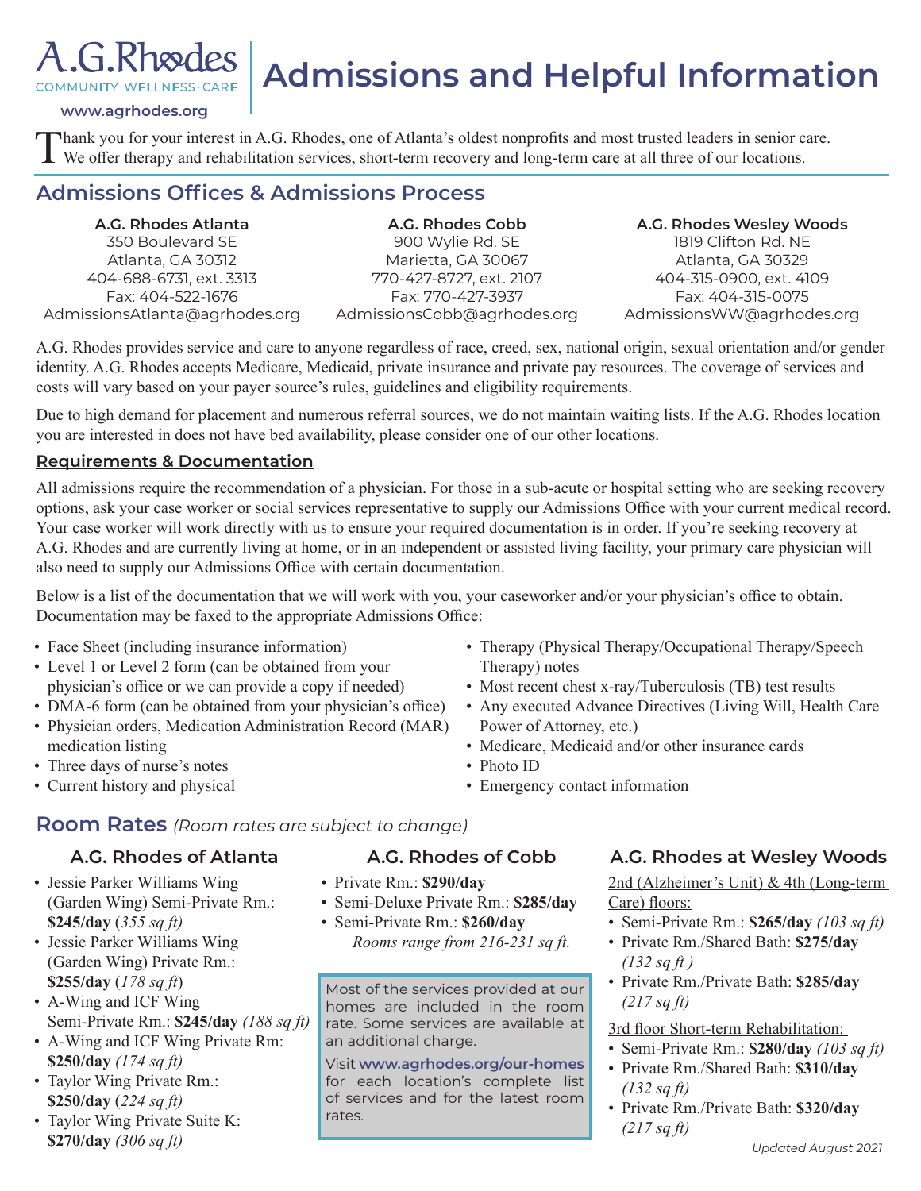A.G.Rhodes
COMMUNITY·WELLNESS·CARE

www.agrhodes.org

# Admissions and Helpful Information

Thank you for your interest in A.G. Rhodes, one of Atlanta's oldest nonprofits and most trusted leaders in senior care. We offer therapy and rehabilitation services, short-term recovery and long-term care at all three of our locations.

## Admissions Offices & Admissions Process

**A.G. Rhodes Atlanta**
350 Boulevard SE
Atlanta, GA 30312
404-688-6731, ext. 3313
Fax: 404-522-1676
AdmissionsAtlanta@agrhodes.org

**A.G. Rhodes Cobb**
900 Wylie Rd. SE
Marietta, GA 30067
770-427-8727, ext. 2107
Fax: 770-427-3937
AdmissionsCobb@agrhodes.org

**A.G. Rhodes Wesley Woods**
1819 Clifton Rd. NE
Atlanta, GA 30329
404-315-0900, ext. 4109
Fax: 404-315-0075
AdmissionsWW@agrhodes.org

A.G. Rhodes provides service and care to anyone regardless of race, creed, sex, national origin, sexual orientation and/or gender identity. A.G. Rhodes accepts Medicare, Medicaid, private insurance and private pay resources. The coverage of services and costs will vary based on your payer source's rules, guidelines and eligibility requirements.

Due to high demand for placement and numerous referral sources, we do not maintain waiting lists. If the A.G. Rhodes location you are interested in does not have bed availability, please consider one of our other locations.

### Requirements & Documentation

All admissions require the recommendation of a physician. For those in a sub-acute or hospital setting who are seeking recovery options, ask your case worker or social services representative to supply our Admissions Office with your current medical record. Your case worker will work directly with us to ensure your required documentation is in order. If you're seeking recovery at A.G. Rhodes and are currently living at home, or in an independent or assisted living facility, your primary care physician will also need to supply our Admissions Office with certain documentation.

Below is a list of the documentation that we will work with you, your caseworker and/or your physician's office to obtain. Documentation may be faxed to the appropriate Admissions Office:

- Face Sheet (including insurance information)
- Level 1 or Level 2 form (can be obtained from your physician's office or we can provide a copy if needed)
- DMA-6 form (can be obtained from your physician's office)
- Physician orders, Medication Administration Record (MAR) medication listing
- Three days of nurse's notes
- Current history and physical
- Therapy (Physical Therapy/Occupational Therapy/Speech Therapy) notes
- Most recent chest x-ray/Tuberculosis (TB) test results
- Any executed Advance Directives (Living Will, Health Care Power of Attorney, etc.)
- Medicare, Medicaid and/or other insurance cards
- Photo ID
- Emergency contact information

## Room Rates *(Room rates are subject to change)*

### A.G. Rhodes of Atlanta

- Jessie Parker Williams Wing (Garden Wing) Semi-Private Rm.: **$245/day** (*355 sq ft*)
- Jessie Parker Williams Wing (Garden Wing) Private Rm.: **$255/day** (*178 sq ft*)
- A-Wing and ICF Wing Semi-Private Rm.: **$245/day** *(188 sq ft)*
- A-Wing and ICF Wing Private Rm: **$250/day** *(174 sq ft)*
- Taylor Wing Private Rm.: **$250/day** (*224 sq ft)*
- Taylor Wing Private Suite K: **$270/day** *(306 sq ft)*

### A.G. Rhodes of Cobb

- Private Rm.: **$290/day**
- Semi-Deluxe Private Rm.: **$285/day**
- Semi-Private Rm.: **$260/day**

*Rooms range from 216-231 sq ft.*

Most of the services provided at our homes are included in the room rate. Some services are available at an additional charge.

Visit **www.agrhodes.org/our-homes** for each location's complete list of services and for the latest room rates.

### A.G. Rhodes at Wesley Woods

2nd (Alzheimer's Unit) & 4th (Long-term Care) floors:

- Semi-Private Rm.: **$265/day** *(103 sq ft)*
- Private Rm./Shared Bath: **$275/day** *(132 sq ft )*
- Private Rm./Private Bath: **$285/day** *(217 sq ft)*

3rd floor Short-term Rehabilitation:

- Semi-Private Rm.: **$280/day** *(103 sq ft)*
- Private Rm./Shared Bath: **$310/day** *(132 sq ft)*
- Private Rm./Private Bath: **$320/day** *(217 sq ft)*

*Updated August 2021*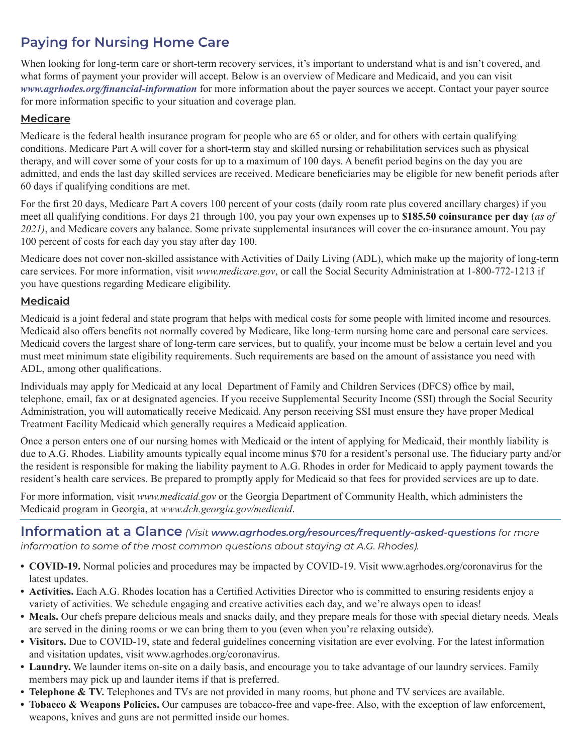## Paying for Nursing Home Care

When looking for long-term care or short-term recovery services, it's important to understand what is and isn't covered, and what forms of payment your provider will accept. Below is an overview of Medicare and Medicaid, and you can visit ***www.agrhodes.org/financial-information*** for more information about the payer sources we accept. Contact your payer source for more information specific to your situation and coverage plan.

### Medicare

Medicare is the federal health insurance program for people who are 65 or older, and for others with certain qualifying conditions. Medicare Part A will cover for a short-term stay and skilled nursing or rehabilitation services such as physical therapy, and will cover some of your costs for up to a maximum of 100 days. A benefit period begins on the day you are admitted, and ends the last day skilled services are received. Medicare beneficiaries may be eligible for new benefit periods after 60 days if qualifying conditions are met.

For the first 20 days, Medicare Part A covers 100 percent of your costs (daily room rate plus covered ancillary charges) if you meet all qualifying conditions. For days 21 through 100, you pay your own expenses up to **$185.50 coinsurance per day** (*as of 2021)*, and Medicare covers any balance. Some private supplemental insurances will cover the co-insurance amount. You pay 100 percent of costs for each day you stay after day 100.

Medicare does not cover non-skilled assistance with Activities of Daily Living (ADL), which make up the majority of long-term care services. For more information, visit *www.medicare.gov*, or call the Social Security Administration at 1-800-772-1213 if you have questions regarding Medicare eligibility.

### Medicaid

Medicaid is a joint federal and state program that helps with medical costs for some people with limited income and resources. Medicaid also offers benefits not normally covered by Medicare, like long-term nursing home care and personal care services. Medicaid covers the largest share of long-term care services, but to qualify, your income must be below a certain level and you must meet minimum state eligibility requirements. Such requirements are based on the amount of assistance you need with ADL, among other qualifications.

Individuals may apply for Medicaid at any local Department of Family and Children Services (DFCS) office by mail, telephone, email, fax or at designated agencies. If you receive Supplemental Security Income (SSI) through the Social Security Administration, you will automatically receive Medicaid. Any person receiving SSI must ensure they have proper Medical Treatment Facility Medicaid which generally requires a Medicaid application.

Once a person enters one of our nursing homes with Medicaid or the intent of applying for Medicaid, their monthly liability is due to A.G. Rhodes. Liability amounts typically equal income minus $70 for a resident's personal use. The fiduciary party and/or the resident is responsible for making the liability payment to A.G. Rhodes in order for Medicaid to apply payment towards the resident's health care services. Be prepared to promptly apply for Medicaid so that fees for provided services are up to date.

For more information, visit *www.medicaid.gov* or the Georgia Department of Community Health, which administers the Medicaid program in Georgia, at *www.dch.georgia.gov/medicaid*.

## Information at a Glance

*(Visit **www.agrhodes.org/resources/frequently-asked-questions** for more information to some of the most common questions about staying at A.G. Rhodes).*

- **COVID-19.** Normal policies and procedures may be impacted by COVID-19. Visit www.agrhodes.org/coronavirus for the latest updates.
- **Activities.** Each A.G. Rhodes location has a Certified Activities Director who is committed to ensuring residents enjoy a variety of activities. We schedule engaging and creative activities each day, and we're always open to ideas!
- **Meals.** Our chefs prepare delicious meals and snacks daily, and they prepare meals for those with special dietary needs. Meals are served in the dining rooms or we can bring them to you (even when you're relaxing outside).
- **Visitors.** Due to COVID-19, state and federal guidelines concerning visitation are ever evolving. For the latest information and visitation updates, visit www.agrhodes.org/coronavirus.
- **Laundry.** We launder items on-site on a daily basis, and encourage you to take advantage of our laundry services. Family members may pick up and launder items if that is preferred.
- **Telephone & TV.** Telephones and TVs are not provided in many rooms, but phone and TV services are available.
- **Tobacco & Weapons Policies.** Our campuses are tobacco-free and vape-free. Also, with the exception of law enforcement, weapons, knives and guns are not permitted inside our homes.